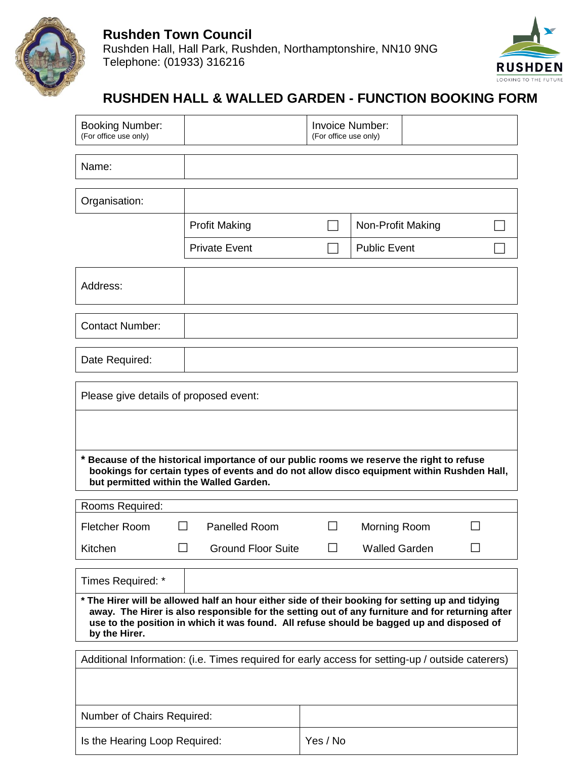**Rushden Town Council**
Rushden Hall, Hall Park, Rushden, Northamptonshire, NN10 9NG
Telephone: (01933) 316216

# RUSHDEN HALL & WALLED GARDEN - FUNCTION BOOKING FORM

| Booking Number: (For office use only) | | Invoice Number: (For office use only) | |
|---|---|---|---|

| Name: | |
|---|---|

| Organisation: | | | | |
|---|---|---|---|---|
| | Profit Making | ☐ | Non-Profit Making | ☐ |
| | Private Event | ☐ | Public Event | ☐ |

| Address: | |
|---|---|

| Contact Number: | |
|---|---|

| Date Required: | |
|---|---|

| Please give details of proposed event: |
|---|
| |
| **\* Because of the historical importance of our public rooms we reserve the right to refuse bookings for certain types of events and do not allow disco equipment within Rushden Hall, but permitted within the Walled Garden.** |

| Rooms Required: | | | | | |
|---|---|---|---|---|---|
| Fletcher Room | ☐ | Panelled Room | ☐ | Morning Room | ☐ |
| Kitchen | ☐ | Ground Floor Suite | ☐ | Walled Garden | ☐ |

| Times Required: * | |
|---|---|
| **\* The Hirer will be allowed half an hour either side of their booking for setting up and tidying away. The Hirer is also responsible for the setting out of any furniture and for returning after use to the position in which it was found. All refuse should be bagged up and disposed of by the Hirer.** | |

| Additional Information: (i.e. Times required for early access for setting-up / outside caterers) | |
|---|---|
| | |
| Number of Chairs Required: | |
| Is the Hearing Loop Required: | Yes / No |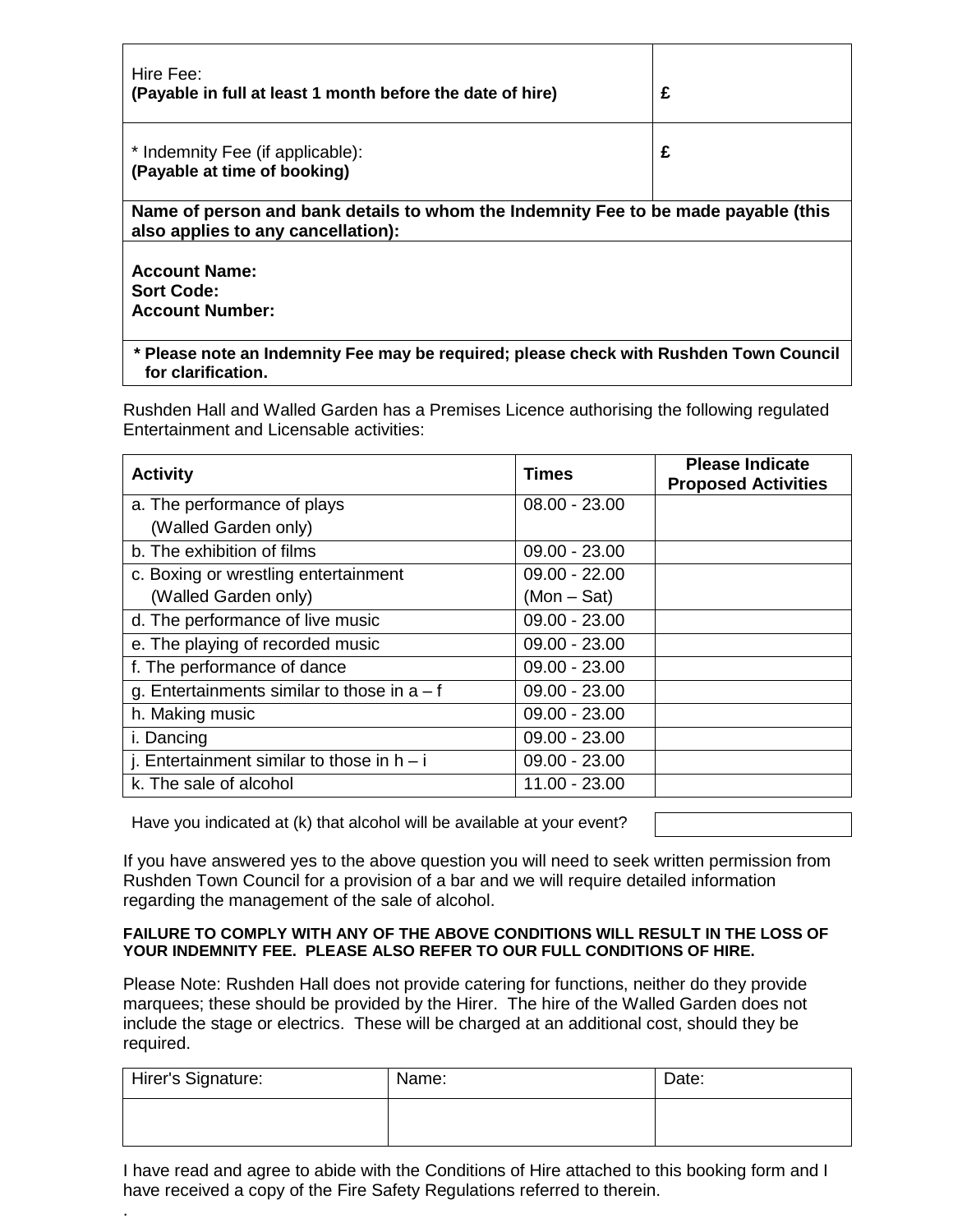| Hire Fee:<br>**(Payable in full at least 1 month before the date of hire)** | **£** |
|---|---|
| * Indemnity Fee (if applicable):<br>**(Payable at time of booking)** | **£** |
| **Name of person and bank details to whom the Indemnity Fee to be made payable (this also applies to any cancellation):** | |
| **Account Name:**<br>**Sort Code:**<br>**Account Number:** | |
| **\* Please note an Indemnity Fee may be required; please check with Rushden Town Council for clarification.** | |

Rushden Hall and Walled Garden has a Premises Licence authorising the following regulated Entertainment and Licensable activities:

| Activity | Times | Please Indicate Proposed Activities |
|---|---|---|
| a. The performance of plays (Walled Garden only) | 08.00 - 23.00 | |
| b. The exhibition of films | 09.00 - 23.00 | |
| c. Boxing or wrestling entertainment (Walled Garden only) | 09.00 - 22.00 (Mon – Sat) | |
| d. The performance of live music | 09.00 - 23.00 | |
| e. The playing of recorded music | 09.00 - 23.00 | |
| f. The performance of dance | 09.00 - 23.00 | |
| g. Entertainments similar to those in a – f | 09.00 - 23.00 | |
| h. Making music | 09.00 - 23.00 | |
| i. Dancing | 09.00 - 23.00 | |
| j. Entertainment similar to those in h – i | 09.00 - 23.00 | |
| k. The sale of alcohol | 11.00 - 23.00 | |

Have you indicated at (k) that alcohol will be available at your event?

If you have answered yes to the above question you will need to seek written permission from Rushden Town Council for a provision of a bar and we will require detailed information regarding the management of the sale of alcohol.

**FAILURE TO COMPLY WITH ANY OF THE ABOVE CONDITIONS WILL RESULT IN THE LOSS OF YOUR INDEMNITY FEE. PLEASE ALSO REFER TO OUR FULL CONDITIONS OF HIRE.**

Please Note: Rushden Hall does not provide catering for functions, neither do they provide marquees; these should be provided by the Hirer. The hire of the Walled Garden does not include the stage or electrics. These will be charged at an additional cost, should they be required.

| Hirer's Signature: | Name: | Date: |
|---|---|---|
| | | |

I have read and agree to abide with the Conditions of Hire attached to this booking form and I have received a copy of the Fire Safety Regulations referred to therein.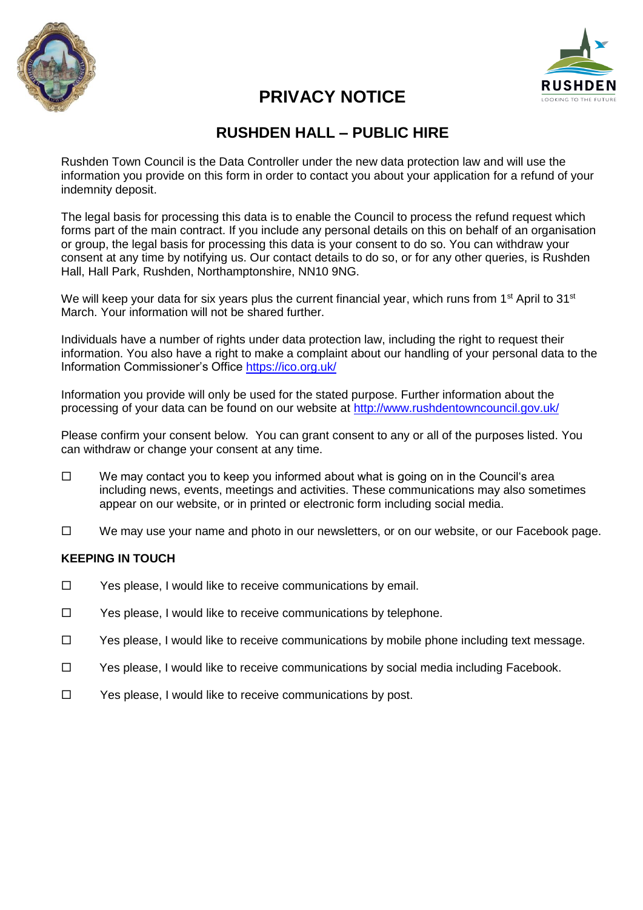# PRIVACY NOTICE

## RUSHDEN HALL – PUBLIC HIRE

Rushden Town Council is the Data Controller under the new data protection law and will use the information you provide on this form in order to contact you about your application for a refund of your indemnity deposit.

The legal basis for processing this data is to enable the Council to process the refund request which forms part of the main contract. If you include any personal details on this on behalf of an organisation or group, the legal basis for processing this data is your consent to do so. You can withdraw your consent at any time by notifying us. Our contact details to do so, or for any other queries, is Rushden Hall, Hall Park, Rushden, Northamptonshire, NN10 9NG.

We will keep your data for six years plus the current financial year, which runs from 1st April to 31st March. Your information will not be shared further.

Individuals have a number of rights under data protection law, including the right to request their information. You also have a right to make a complaint about our handling of your personal data to the Information Commissioner's Office https://ico.org.uk/

Information you provide will only be used for the stated purpose. Further information about the processing of your data can be found on our website at http://www.rushdentowncouncil.gov.uk/

Please confirm your consent below. You can grant consent to any or all of the purposes listed. You can withdraw or change your consent at any time.

☐ We may contact you to keep you informed about what is going on in the Council's area including news, events, meetings and activities. These communications may also sometimes appear on our website, or in printed or electronic form including social media.

☐ We may use your name and photo in our newsletters, or on our website, or our Facebook page.

**KEEPING IN TOUCH**

☐ Yes please, I would like to receive communications by email.

☐ Yes please, I would like to receive communications by telephone.

☐ Yes please, I would like to receive communications by mobile phone including text message.

☐ Yes please, I would like to receive communications by social media including Facebook.

☐ Yes please, I would like to receive communications by post.